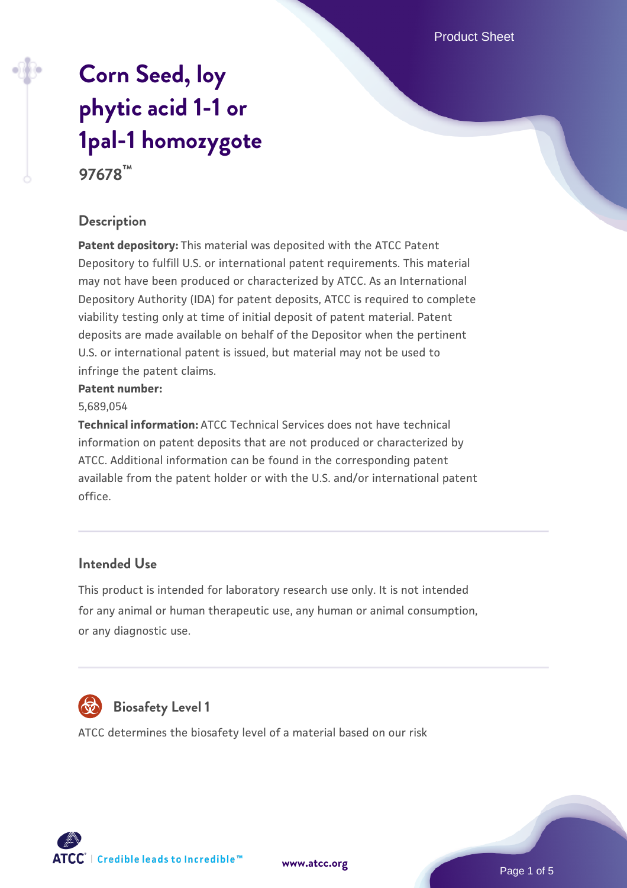# Corn Seed, loy phytic acid 1-1 or 1pal-1 homozygote

**97678™**

## Description

**Patent depository:** This material was deposited with the ATCC Patent Depository to fulfill U.S. or international patent requirements. This material may not have been produced or characterized by ATCC. As an International Depository Authority (IDA) for patent deposits, ATCC is required to complete viability testing only at time of initial deposit of patent material. Patent deposits are made available on behalf of the Depositor when the pertinent U.S. or international patent is issued, but material may not be used to infringe the patent claims.

**Patent number:**

5,689,054

**Technical information:** ATCC Technical Services does not have technical information on patent deposits that are not produced or characterized by ATCC. Additional information can be found in the corresponding patent available from the patent holder or with the U.S. and/or international patent office.

## Intended Use

This product is intended for laboratory research use only. It is not intended for any animal or human therapeutic use, any human or animal consumption, or any diagnostic use.

## Biosafety Level 1

ATCC determines the biosafety level of a material based on our risk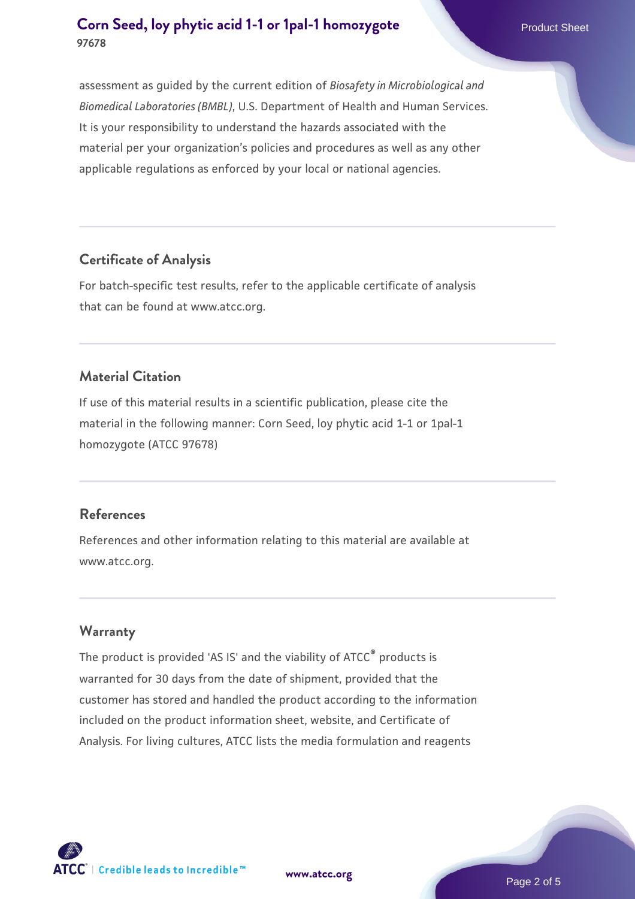assessment as guided by the current edition of *Biosafety in Microbiological and Biomedical Laboratories (BMBL)*, U.S. Department of Health and Human Services. It is your responsibility to understand the hazards associated with the material per your organization's policies and procedures as well as any other applicable regulations as enforced by your local or national agencies.

## Certificate of Analysis

For batch-specific test results, refer to the applicable certificate of analysis that can be found at www.atcc.org.

## Material Citation

If use of this material results in a scientific publication, please cite the material in the following manner: Corn Seed, loy phytic acid 1-1 or 1pal-1 homozygote (ATCC 97678)

## References

References and other information relating to this material are available at www.atcc.org.

## Warranty

The product is provided 'AS IS' and the viability of ATCC® products is warranted for 30 days from the date of shipment, provided that the customer has stored and handled the product according to the information included on the product information sheet, website, and Certificate of Analysis. For living cultures, ATCC lists the media formulation and reagents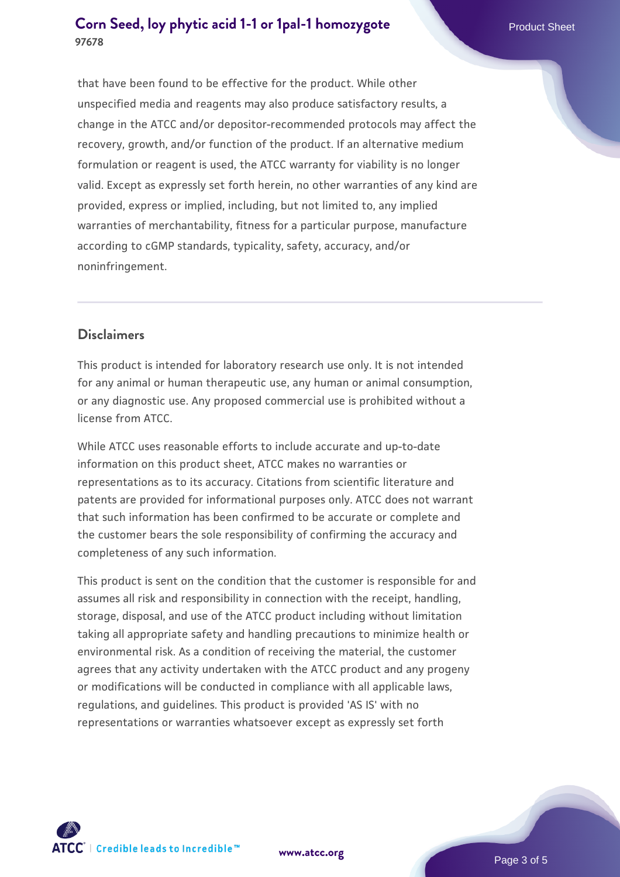that have been found to be effective for the product. While other unspecified media and reagents may also produce satisfactory results, a change in the ATCC and/or depositor-recommended protocols may affect the recovery, growth, and/or function of the product. If an alternative medium formulation or reagent is used, the ATCC warranty for viability is no longer valid. Except as expressly set forth herein, no other warranties of any kind are provided, express or implied, including, but not limited to, any implied warranties of merchantability, fitness for a particular purpose, manufacture according to cGMP standards, typicality, safety, accuracy, and/or noninfringement.

## Disclaimers

This product is intended for laboratory research use only. It is not intended for any animal or human therapeutic use, any human or animal consumption, or any diagnostic use. Any proposed commercial use is prohibited without a license from ATCC.

While ATCC uses reasonable efforts to include accurate and up-to-date information on this product sheet, ATCC makes no warranties or representations as to its accuracy. Citations from scientific literature and patents are provided for informational purposes only. ATCC does not warrant that such information has been confirmed to be accurate or complete and the customer bears the sole responsibility of confirming the accuracy and completeness of any such information.

This product is sent on the condition that the customer is responsible for and assumes all risk and responsibility in connection with the receipt, handling, storage, disposal, and use of the ATCC product including without limitation taking all appropriate safety and handling precautions to minimize health or environmental risk. As a condition of receiving the material, the customer agrees that any activity undertaken with the ATCC product and any progeny or modifications will be conducted in compliance with all applicable laws, regulations, and guidelines. This product is provided 'AS IS' with no representations or warranties whatsoever except as expressly set forth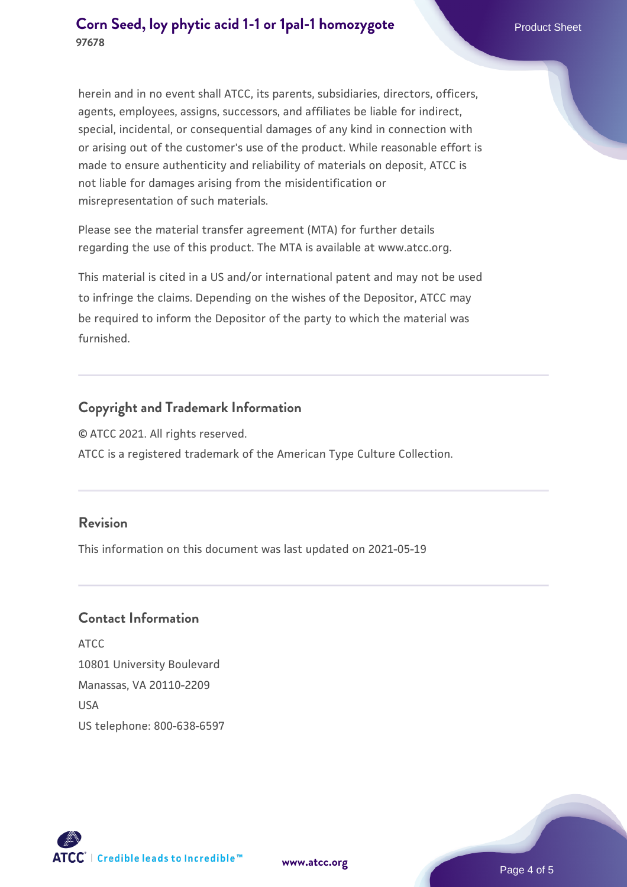herein and in no event shall ATCC, its parents, subsidiaries, directors, officers, agents, employees, assigns, successors, and affiliates be liable for indirect, special, incidental, or consequential damages of any kind in connection with or arising out of the customer's use of the product. While reasonable effort is made to ensure authenticity and reliability of materials on deposit, ATCC is not liable for damages arising from the misidentification or misrepresentation of such materials.

Please see the material transfer agreement (MTA) for further details regarding the use of this product. The MTA is available at www.atcc.org.

This material is cited in a US and/or international patent and may not be used to infringe the claims. Depending on the wishes of the Depositor, ATCC may be required to inform the Depositor of the party to which the material was furnished.

## Copyright and Trademark Information

© ATCC 2021. All rights reserved.
ATCC is a registered trademark of the American Type Culture Collection.

## Revision

This information on this document was last updated on 2021-05-19

## Contact Information

ATCC
10801 University Boulevard
Manassas, VA 20110-2209
USA
US telephone: 800-638-6597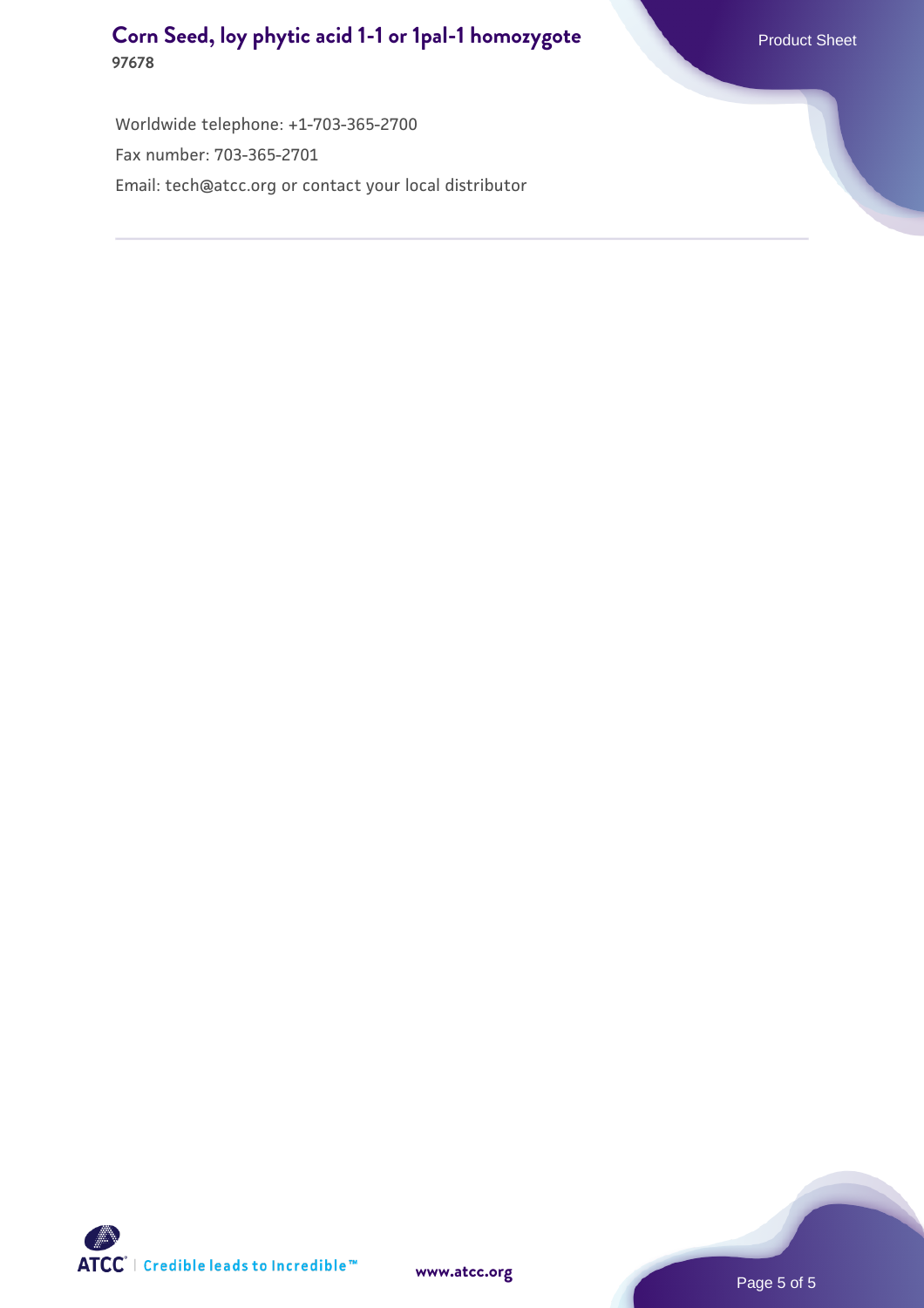Worldwide telephone: +1-703-365-2700

Fax number: 703-365-2701

Email: tech@atcc.org or contact your local distributor